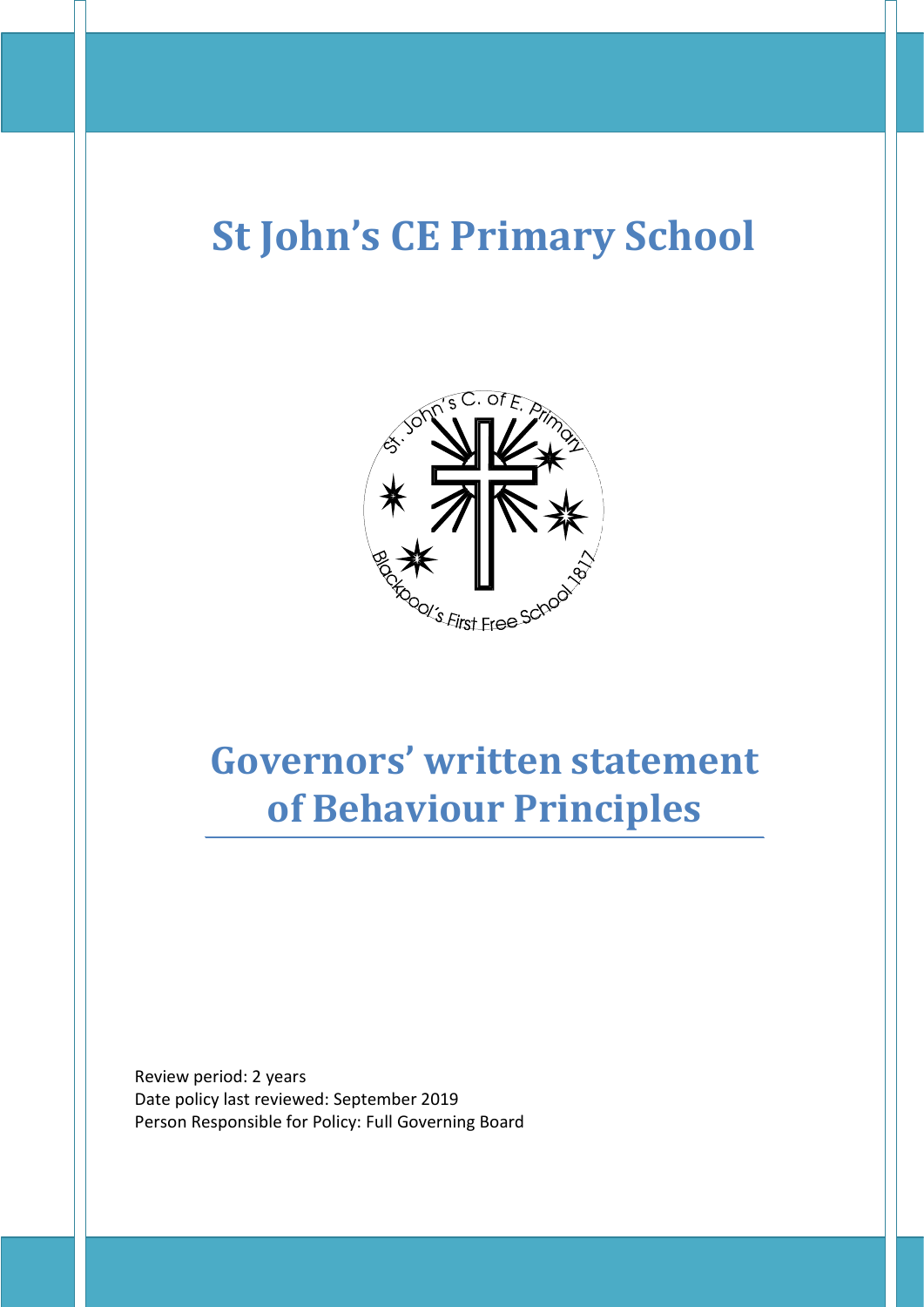# St John's CE Primary School

# Governors' written statement of Behaviour Principles

Review period: 2 years
Date policy last reviewed: September 2019
Person Responsible for Policy: Full Governing Board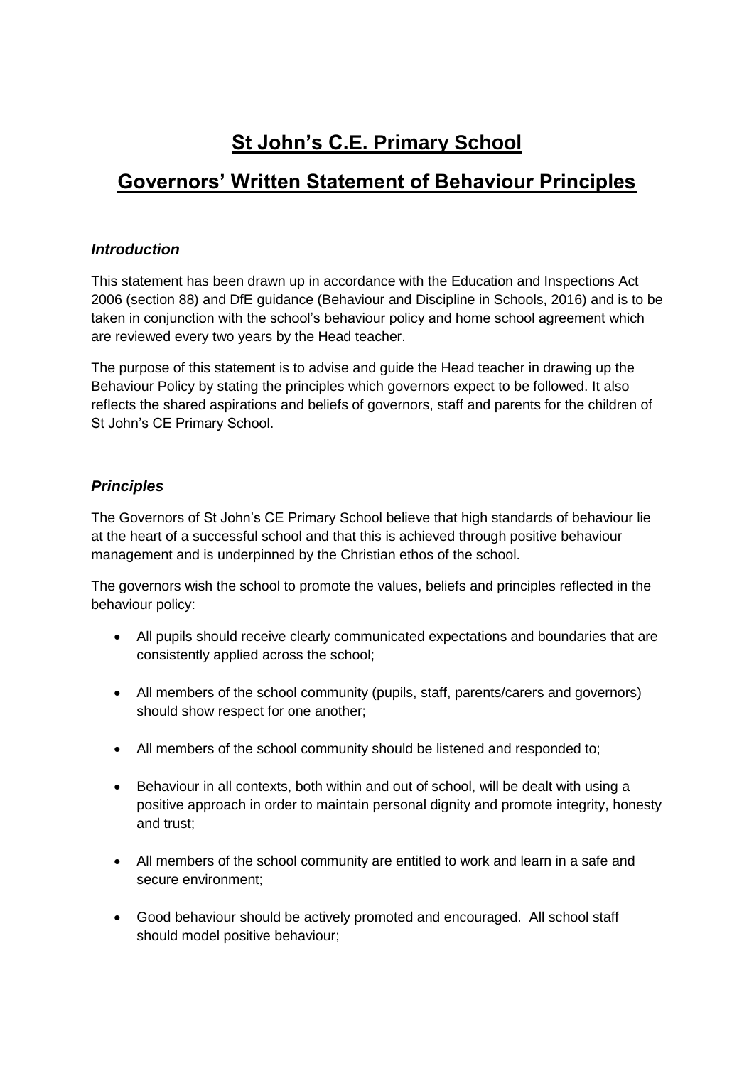# St John's C.E. Primary School

# Governors' Written Statement of Behaviour Principles

### *Introduction*

This statement has been drawn up in accordance with the Education and Inspections Act 2006 (section 88) and DfE guidance (Behaviour and Discipline in Schools, 2016) and is to be taken in conjunction with the school's behaviour policy and home school agreement which are reviewed every two years by the Head teacher.

The purpose of this statement is to advise and guide the Head teacher in drawing up the Behaviour Policy by stating the principles which governors expect to be followed. It also reflects the shared aspirations and beliefs of governors, staff and parents for the children of St John's CE Primary School.

### *Principles*

The Governors of St John's CE Primary School believe that high standards of behaviour lie at the heart of a successful school and that this is achieved through positive behaviour management and is underpinned by the Christian ethos of the school.

The governors wish the school to promote the values, beliefs and principles reflected in the behaviour policy:

- All pupils should receive clearly communicated expectations and boundaries that are consistently applied across the school;
- All members of the school community (pupils, staff, parents/carers and governors) should show respect for one another;
- All members of the school community should be listened and responded to;
- Behaviour in all contexts, both within and out of school, will be dealt with using a positive approach in order to maintain personal dignity and promote integrity, honesty and trust;
- All members of the school community are entitled to work and learn in a safe and secure environment;
- Good behaviour should be actively promoted and encouraged. All school staff should model positive behaviour;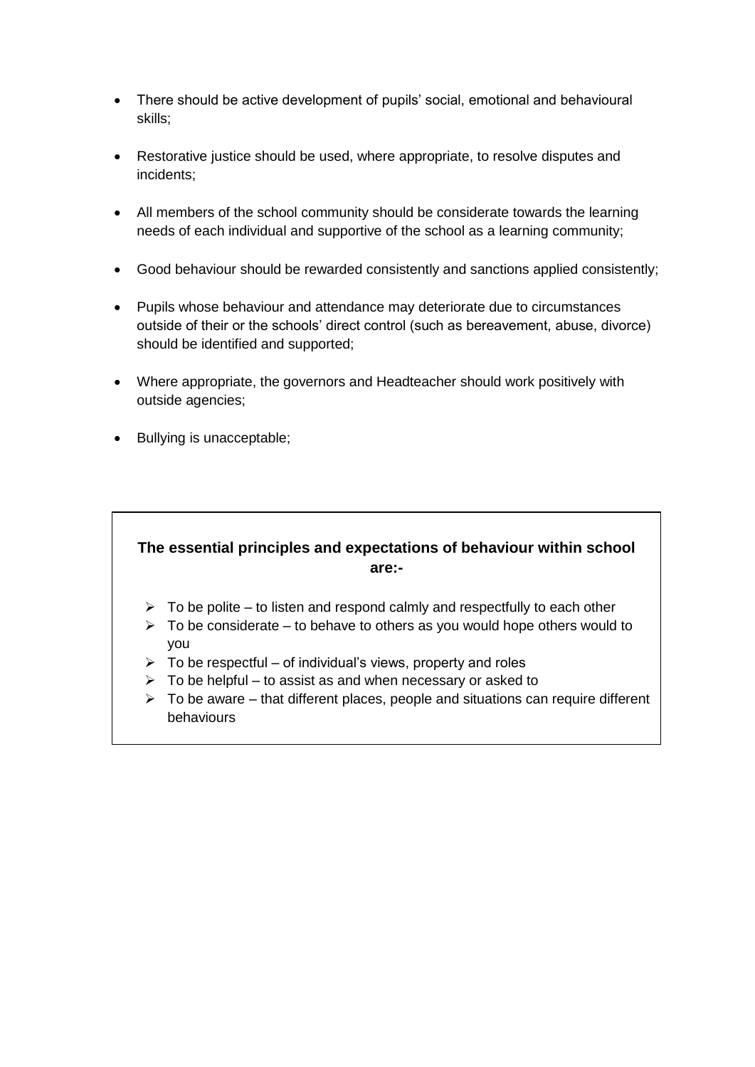- There should be active development of pupils' social, emotional and behavioural skills;

- Restorative justice should be used, where appropriate, to resolve disputes and incidents;

- All members of the school community should be considerate towards the learning needs of each individual and supportive of the school as a learning community;

- Good behaviour should be rewarded consistently and sanctions applied consistently;

- Pupils whose behaviour and attendance may deteriorate due to circumstances outside of their or the schools' direct control (such as bereavement, abuse, divorce) should be identified and supported;

- Where appropriate, the governors and Headteacher should work positively with outside agencies;

- Bullying is unacceptable;

**The essential principles and expectations of behaviour within school are:-**

- To be polite – to listen and respond calmly and respectfully to each other
- To be considerate – to behave to others as you would hope others would to you
- To be respectful – of individual's views, property and roles
- To be helpful – to assist as and when necessary or asked to
- To be aware – that different places, people and situations can require different behaviours